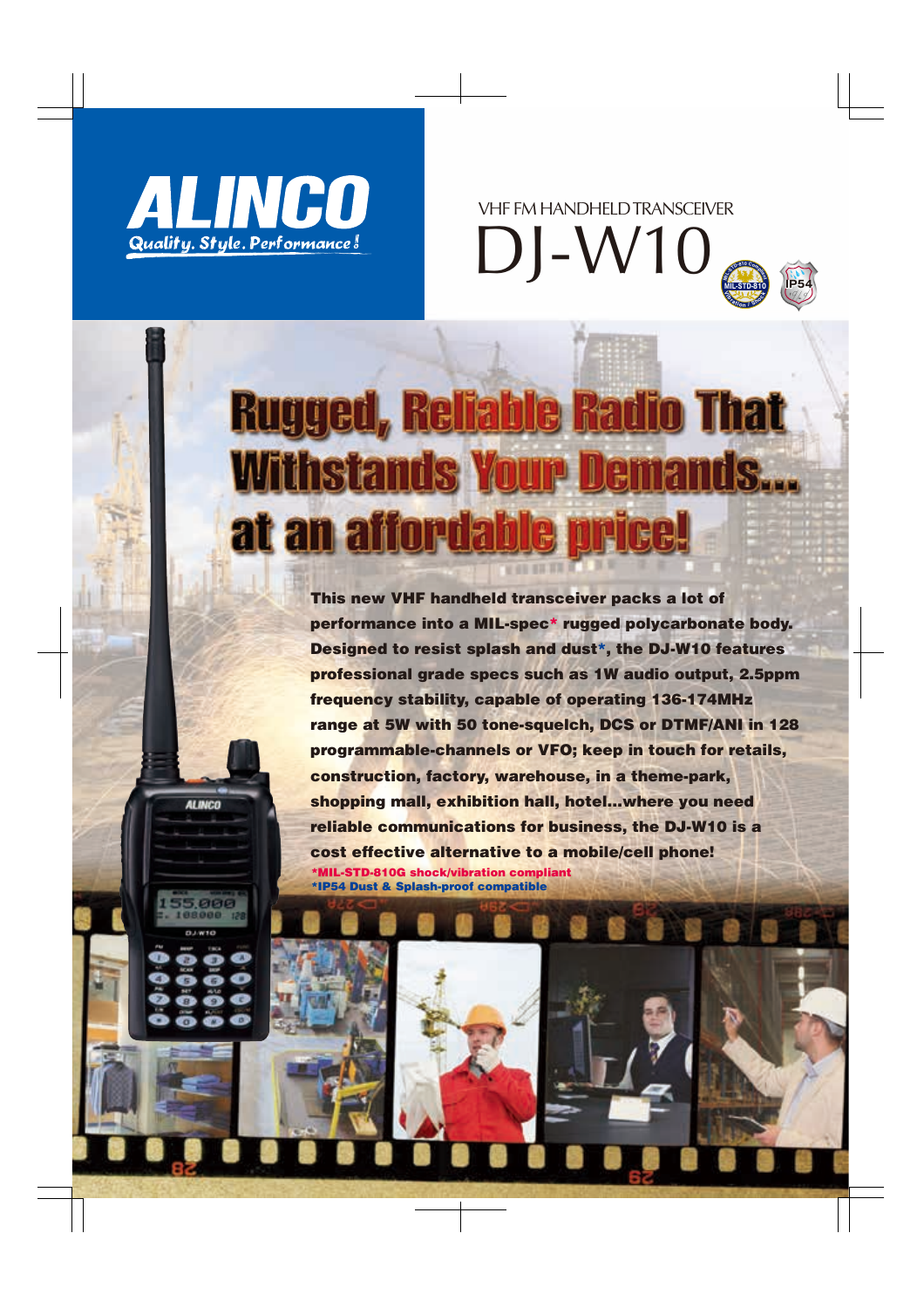# ALINCO

Quality. Style. Performance!

VHF FM HANDHELD TRANSCEIVER

# DJ-W10

## Rugged, Reliable Radio That Withstands Your Demands... at an affordable price!

**This new VHF handheld transceiver packs a lot of performance into a MIL-spec* rugged polycarbonate body. Designed to resist splash and dust*, the DJ-W10 features professional grade specs such as 1W audio output, 2.5ppm frequency stability, capable of operating 136-174MHz range at 5W with 50 tone-squelch, DCS or DTMF/ANI in 128 programmable-channels or VFO; keep in touch for retails, construction, factory, warehouse, in a theme-park, shopping mall, exhibition hall, hotel...where you need reliable communications for business, the DJ-W10 is a cost effective alternative to a mobile/cell phone!**

*MIL-STD-810G shock/vibration compliant

*IP54 Dust & Splash-proof compatible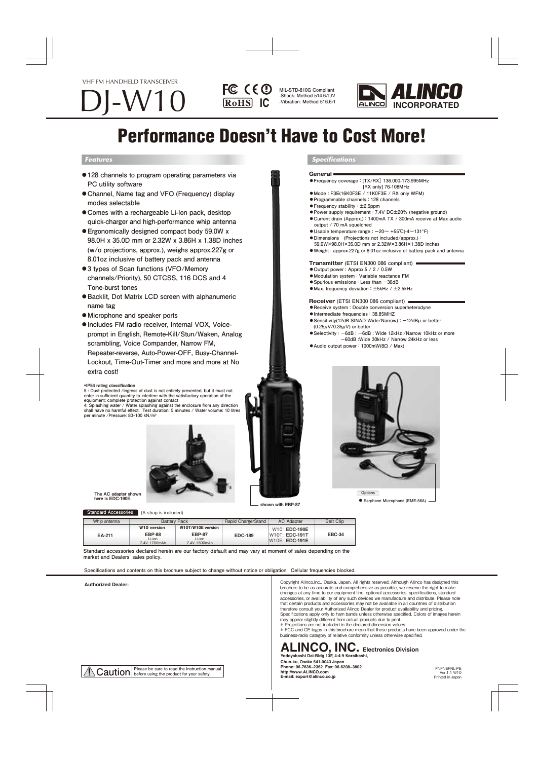VHF FM HANDHELD TRANSCEIVER

# DJ-W10

MIL-STD-810G Compliant
-Shock: Method 514.6/I,IV
-Vibration: Method 516.6/I

ALINCO INCORPORATED

# Performance Doesn't Have to Cost More!

## Features

- 128 channels to program operating parameters via PC utility software
- Channel, Name tag and VFO (Frequency) display modes selectable
- Comes with a rechargeable Li-Ion pack, desktop quick-charger and high-performance whip antenna
- Ergonomically designed compact body 59.0W x 98.0H x 35.0D mm or 2.32W x 3.86H x 1.38D inches (w/o projections, approx.), weighs approx.227g or 8.01oz inclusive of battery pack and antenna
- 3 types of Scan functions (VFO/Memory channels/Priority), 50 CTCSS, 116 DCS and 4 Tone-burst tones
- Backlit, Dot Matrix LCD screen with alphanumeric name tag
- Microphone and speaker ports
- Includes FM radio receiver, Internal VOX, Voice-prompt in English, Remote-Kill/Stun/Waken, Analog scrambling, Voice Compander, Narrow FM, Repeater-reverse, Auto-Power-OFF, Busy-Channel-Lockout, Time-Out-Timer and more and more at No extra cost!

**\*IP54 rating classification**
5 : Dust protected /Ingress of dust is not entirely prevented, but it must not enter in sufficient quantity to interfere with the satisfactory operation of the equipment; complete protection against contact
4: Splashing water / Water splashing against the enclosure from any direction shall have no harmful effect. Test duration: 5 minutes / Water volume: 10 litres per minute /Pressure: 80–100 kN/m²

The AC adapter shown here is EDC-190E.

shown with EBP-87

## Specifications

### General

- Frequency coverage : [TX/RX] 136.000-173.995MHz [RX only] 76-108MHz
- Mode : F3E(16K0F3E / 11K0F3E / RX only WFM)
- Programmable channels : 128 channels
- Frequency stability : ±2.5ppm
- Power supply requirement : 7.4V DC±20% (negative ground)
- Current drain (Approx.) : 1400mA TX / 300mA receive at Max audio output / 70 mA squelched
- Usable temperature range : −20〜 +55℃(-4〜131°F)
- Dimensions (Projections not included/approx.) : 59.0W×98.0H×35.0D mm or 2.32W×3.86H×1.38D inches
- Weight : approx.227g or 8.01oz inclusive of battery pack and antenna

### Transmitter (ETSI EN300 086 compliant)

- Output power : Approx.5 / 2 / 0.5W
- Modulation system : Variable reactance FM
- Spurious emissions : Less than −36dB
- Max. frequency deviation : ±5kHz / ±2.5kHz

### Receiver (ETSI EN300 086 compliant)

- Receive system : Double conversion superheterodyne
- Intermediate frequencies : 38.85MHZ
- Sensitivity(12dB SINAD Wide/Narrow) : −12dBμ or better (0.25μV/0.35μV) or better
- Selectivity : −6dB : −6dB : Wide 12kHz /Narrow 10kHz or more −60dB :Wide 30kHz / Narrow 24kHz or less
- Audio output power : 1000mW(8Ω / Max)

Options
- Earphone Microphone (EME-56A)

**Standard Accessories** (A strap is included)

| Whip antenna | Battery Pack | | Rapid ChargerStand | AC Adapter | Belt Clip |
|---|---|---|---|---|---|
| EA-211 | W10 version: EBP-88 Li-ion 7.4V 1700mAh | W10T/W10E version: EBP-87 Li-ion 7.4V 1500mAh | EDC-189 | W10: EDC-190E<br>W10T: EDC-191T<br>W10E: EDC-191E | EBC-34 |

Standard accessories declared herein are our factory default and may vary at moment of sales depending on the market and Dealers' sales policy.

Specifications and contents on this brochure subject to change without notice or obligation. Cellular frequencies blocked.

**Authorized Dealer:**

Caution: Please be sure to read the instruction manual before using the product for your safety.

Copyright Alinco,Inc., Osaka, Japan. All rights reserved. Although Alinco has designed this brochure to be as accurate and comprehensive as possible, we reserve the right to make changes at any time to our equipment line, optional accessories, specifications, standard accessories, or availability of any such devices we manufacture and distribute. Please note that certain products and accessories may not be available in all countries of distribution therefore consult your Authorized Alinco Dealer for product availability and pricing. Specifications apply only to ham bands unless otherwise specified. Colors of images herein may appear slightly different from actual products due to print.
\* Projections are not included in the declared dimension values.
\* FCC and CE logos in this brochure mean that these products have been approved under the business-radio category of relative conformity unless otherwise specified.

**ALINCO, INC.** Electronics Division
**Yodoyabashi Dai-Bldg 13F, 4-4-9 Koraibashi, Chuo-ku, Osaka 541-0043 Japan**
**Phone: 06-7636–2362 Fax: 06-6208–3802**
**http://www.ALINCO.com**
**E-mail: export@alinco.co.jp**

FNFNEFNL-PE
Ver.1.1 W10
Printed in Japan